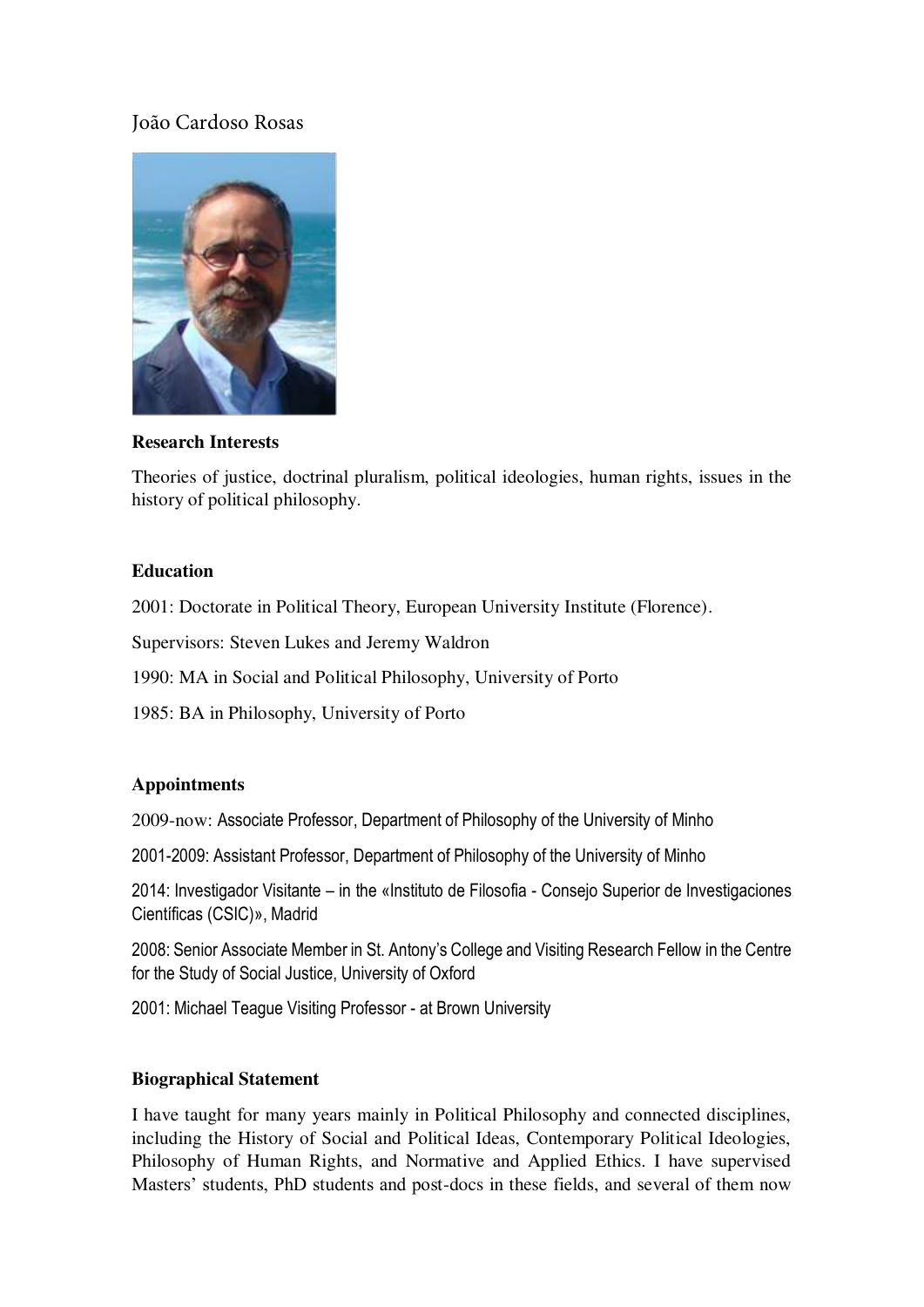# João Cardoso Rosas

**Research Interests**

Theories of justice, doctrinal pluralism, political ideologies, human rights, issues in the history of political philosophy.

**Education**

2001: Doctorate in Political Theory, European University Institute (Florence).

Supervisors: Steven Lukes and Jeremy Waldron

1990: MA in Social and Political Philosophy, University of Porto

1985: BA in Philosophy, University of Porto

**Appointments**

2009-now: Associate Professor, Department of Philosophy of the University of Minho

2001-2009: Assistant Professor, Department of Philosophy of the University of Minho

2014: Investigador Visitante – in the «Instituto de Filosofia - Consejo Superior de Investigaciones Científicas (CSIC)», Madrid

2008: Senior Associate Member in St. Antony's College and Visiting Research Fellow in the Centre for the Study of Social Justice, University of Oxford

2001: Michael Teague Visiting Professor - at Brown University

**Biographical Statement**

I have taught for many years mainly in Political Philosophy and connected disciplines, including the History of Social and Political Ideas, Contemporary Political Ideologies, Philosophy of Human Rights, and Normative and Applied Ethics. I have supervised Masters' students, PhD students and post-docs in these fields, and several of them now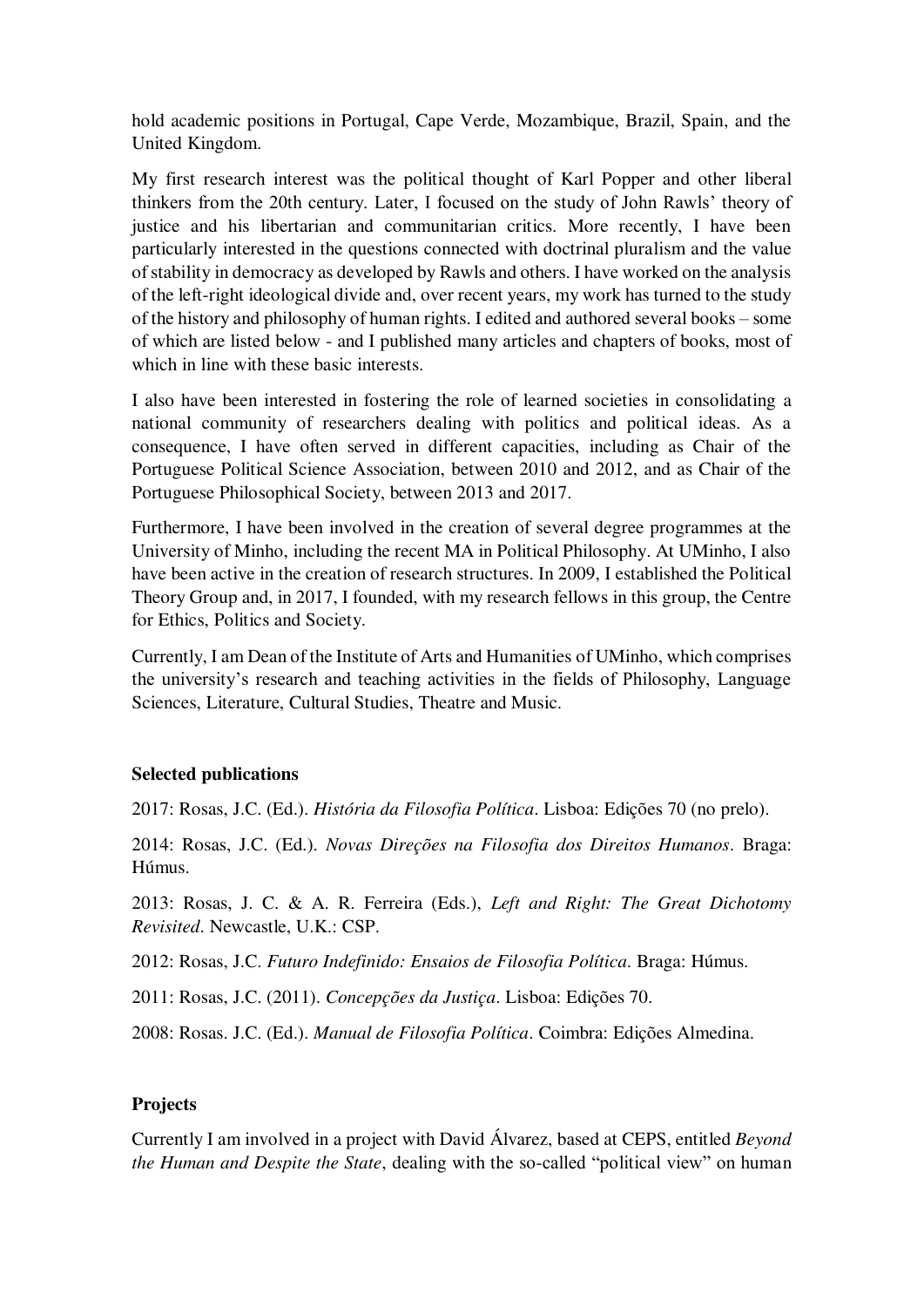hold academic positions in Portugal, Cape Verde, Mozambique, Brazil, Spain, and the United Kingdom.

My first research interest was the political thought of Karl Popper and other liberal thinkers from the 20th century. Later, I focused on the study of John Rawls' theory of justice and his libertarian and communitarian critics. More recently, I have been particularly interested in the questions connected with doctrinal pluralism and the value of stability in democracy as developed by Rawls and others. I have worked on the analysis of the left-right ideological divide and, over recent years, my work has turned to the study of the history and philosophy of human rights. I edited and authored several books – some of which are listed below - and I published many articles and chapters of books, most of which in line with these basic interests.

I also have been interested in fostering the role of learned societies in consolidating a national community of researchers dealing with politics and political ideas. As a consequence, I have often served in different capacities, including as Chair of the Portuguese Political Science Association, between 2010 and 2012, and as Chair of the Portuguese Philosophical Society, between 2013 and 2017.

Furthermore, I have been involved in the creation of several degree programmes at the University of Minho, including the recent MA in Political Philosophy. At UMinho, I also have been active in the creation of research structures. In 2009, I established the Political Theory Group and, in 2017, I founded, with my research fellows in this group, the Centre for Ethics, Politics and Society.

Currently, I am Dean of the Institute of Arts and Humanities of UMinho, which comprises the university's research and teaching activities in the fields of Philosophy, Language Sciences, Literature, Cultural Studies, Theatre and Music.

**Selected publications**

2017: Rosas, J.C. (Ed.). *História da Filosofia Política*. Lisboa: Edições 70 (no prelo).

2014: Rosas, J.C. (Ed.). *Novas Direções na Filosofia dos Direitos Humanos*. Braga: Húmus.

2013: Rosas, J. C. & A. R. Ferreira (Eds.), *Left and Right: The Great Dichotomy Revisited*. Newcastle, U.K.: CSP.

2012: Rosas, J.C. *Futuro Indefinido: Ensaios de Filosofia Política*. Braga: Húmus.

2011: Rosas, J.C. (2011). *Concepções da Justiça*. Lisboa: Edições 70.

2008: Rosas. J.C. (Ed.). *Manual de Filosofia Política*. Coimbra: Edições Almedina.

**Projects**

Currently I am involved in a project with David Álvarez, based at CEPS, entitled *Beyond the Human and Despite the State*, dealing with the so-called "political view" on human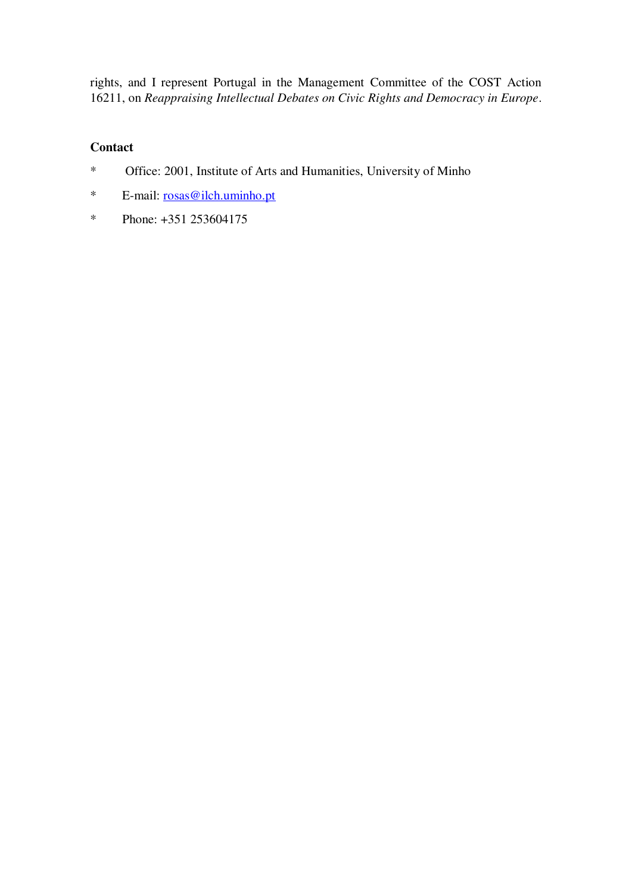rights, and I represent Portugal in the Management Committee of the COST Action 16211, on *Reappraising Intellectual Debates on Civic Rights and Democracy in Europe*.

**Contact**

* Office: 2001, Institute of Arts and Humanities, University of Minho
* E-mail: rosas@ilch.uminho.pt
* Phone: +351 253604175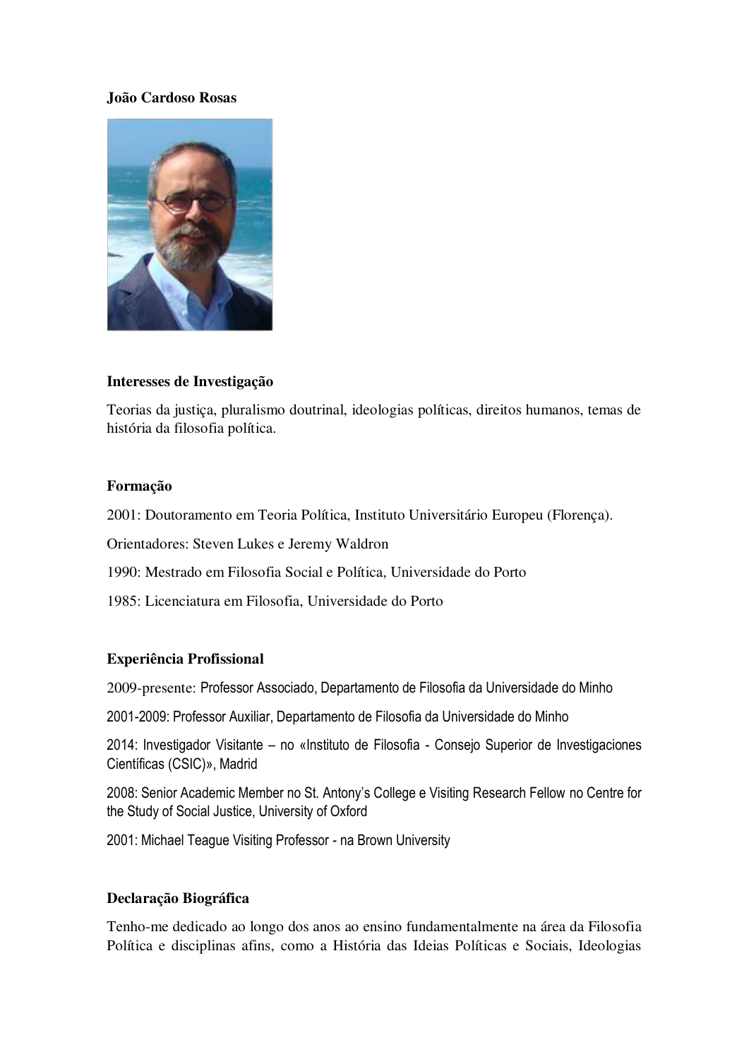**João Cardoso Rosas**

**Interesses de Investigação**

Teorias da justiça, pluralismo doutrinal, ideologias políticas, direitos humanos, temas de história da filosofia política.

**Formação**

2001: Doutoramento em Teoria Política, Instituto Universitário Europeu (Florença).

Orientadores: Steven Lukes e Jeremy Waldron

1990: Mestrado em Filosofia Social e Política, Universidade do Porto

1985: Licenciatura em Filosofia, Universidade do Porto

**Experiência Profissional**

2009-presente: Professor Associado, Departamento de Filosofia da Universidade do Minho

2001-2009: Professor Auxiliar, Departamento de Filosofia da Universidade do Minho

2014: Investigador Visitante – no «Instituto de Filosofia - Consejo Superior de Investigaciones Científicas (CSIC)», Madrid

2008: Senior Academic Member no St. Antony's College e Visiting Research Fellow no Centre for the Study of Social Justice, University of Oxford

2001: Michael Teague Visiting Professor - na Brown University

**Declaração Biográfica**

Tenho-me dedicado ao longo dos anos ao ensino fundamentalmente na área da Filosofia Política e disciplinas afins, como a História das Ideias Políticas e Sociais, Ideologias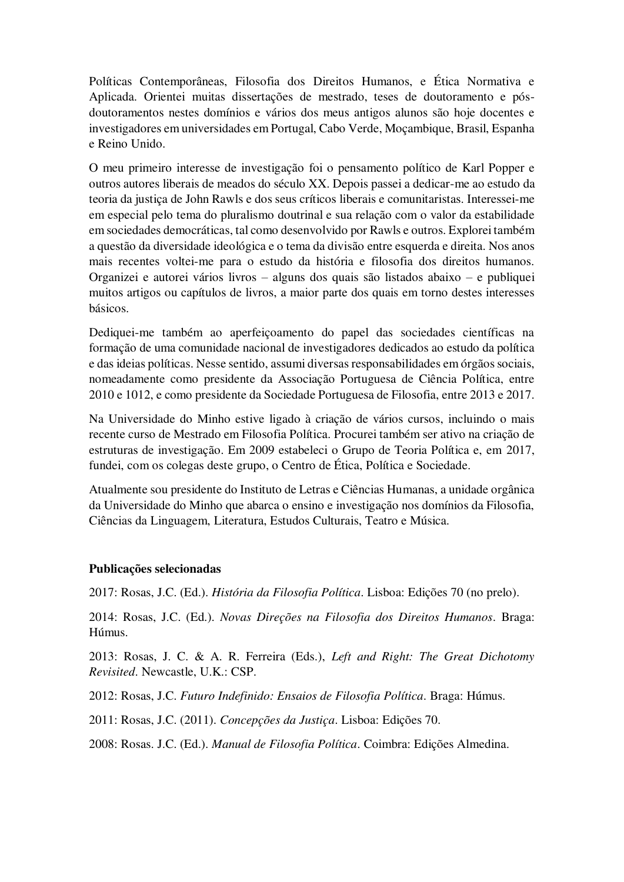Políticas Contemporâneas, Filosofia dos Direitos Humanos, e Ética Normativa e Aplicada. Orientei muitas dissertações de mestrado, teses de doutoramento e pós-doutoramentos nestes domínios e vários dos meus antigos alunos são hoje docentes e investigadores em universidades em Portugal, Cabo Verde, Moçambique, Brasil, Espanha e Reino Unido.

O meu primeiro interesse de investigação foi o pensamento político de Karl Popper e outros autores liberais de meados do século XX. Depois passei a dedicar-me ao estudo da teoria da justiça de John Rawls e dos seus críticos liberais e comunitaristas. Interessei-me em especial pelo tema do pluralismo doutrinal e sua relação com o valor da estabilidade em sociedades democráticas, tal como desenvolvido por Rawls e outros. Explorei também a questão da diversidade ideológica e o tema da divisão entre esquerda e direita. Nos anos mais recentes voltei-me para o estudo da história e filosofia dos direitos humanos. Organizei e autorei vários livros – alguns dos quais são listados abaixo – e publiquei muitos artigos ou capítulos de livros, a maior parte dos quais em torno destes interesses básicos.

Dediquei-me também ao aperfeiçoamento do papel das sociedades científicas na formação de uma comunidade nacional de investigadores dedicados ao estudo da política e das ideias políticas. Nesse sentido, assumi diversas responsabilidades em órgãos sociais, nomeadamente como presidente da Associação Portuguesa de Ciência Política, entre 2010 e 1012, e como presidente da Sociedade Portuguesa de Filosofia, entre 2013 e 2017.

Na Universidade do Minho estive ligado à criação de vários cursos, incluindo o mais recente curso de Mestrado em Filosofia Política. Procurei também ser ativo na criação de estruturas de investigação. Em 2009 estabeleci o Grupo de Teoria Política e, em 2017, fundei, com os colegas deste grupo, o Centro de Ética, Política e Sociedade.

Atualmente sou presidente do Instituto de Letras e Ciências Humanas, a unidade orgânica da Universidade do Minho que abarca o ensino e investigação nos domínios da Filosofia, Ciências da Linguagem, Literatura, Estudos Culturais, Teatro e Música.

**Publicações selecionadas**

2017: Rosas, J.C. (Ed.). *História da Filosofia Política*. Lisboa: Edições 70 (no prelo).

2014: Rosas, J.C. (Ed.). *Novas Direções na Filosofia dos Direitos Humanos*. Braga: Húmus.

2013: Rosas, J. C. & A. R. Ferreira (Eds.), *Left and Right: The Great Dichotomy Revisited*. Newcastle, U.K.: CSP.

2012: Rosas, J.C. *Futuro Indefinido: Ensaios de Filosofia Política*. Braga: Húmus.

2011: Rosas, J.C. (2011). *Concepções da Justiça*. Lisboa: Edições 70.

2008: Rosas. J.C. (Ed.). *Manual de Filosofia Política*. Coimbra: Edições Almedina.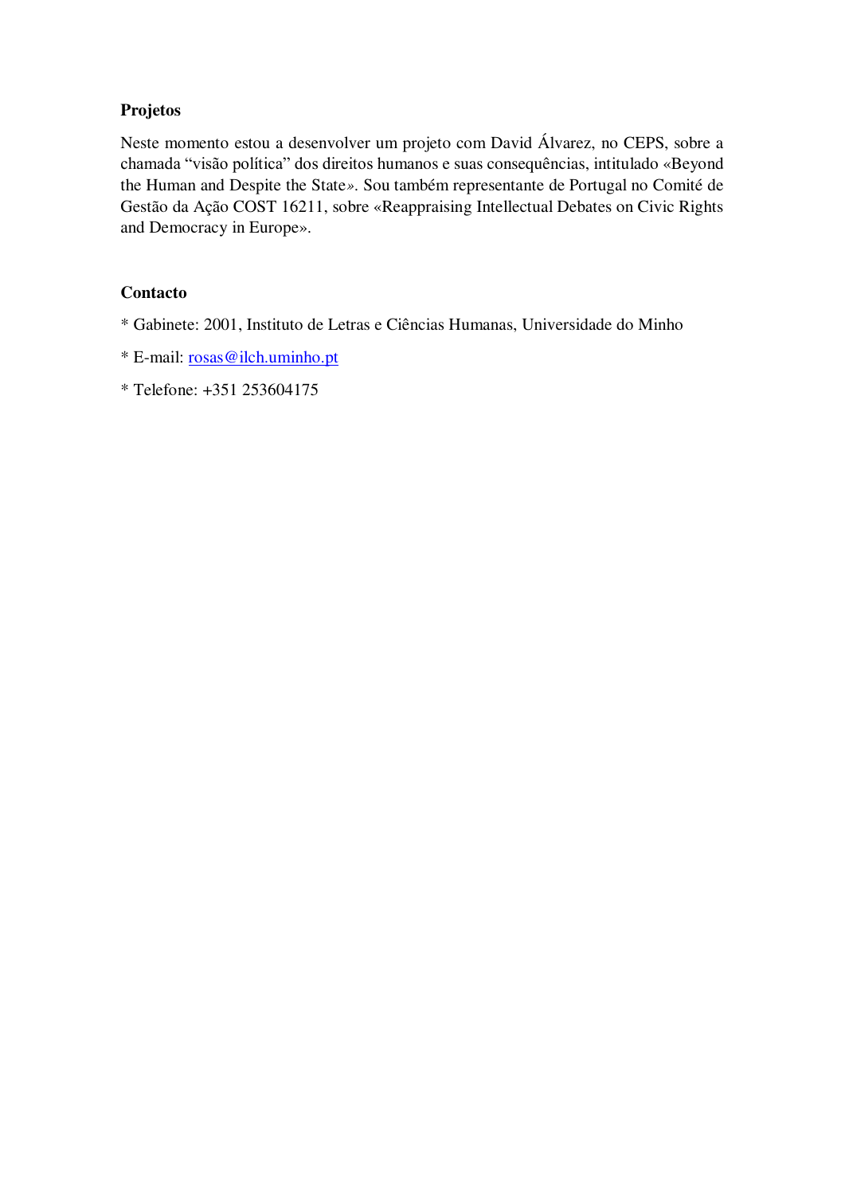## Projetos

Neste momento estou a desenvolver um projeto com David Álvarez, no CEPS, sobre a chamada "visão política" dos direitos humanos e suas consequências, intitulado «Beyond the Human and Despite the State». Sou também representante de Portugal no Comité de Gestão da Ação COST 16211, sobre «Reappraising Intellectual Debates on Civic Rights and Democracy in Europe».

## Contacto

* Gabinete: 2001, Instituto de Letras e Ciências Humanas, Universidade do Minho

* E-mail: rosas@ilch.uminho.pt

* Telefone: +351 253604175